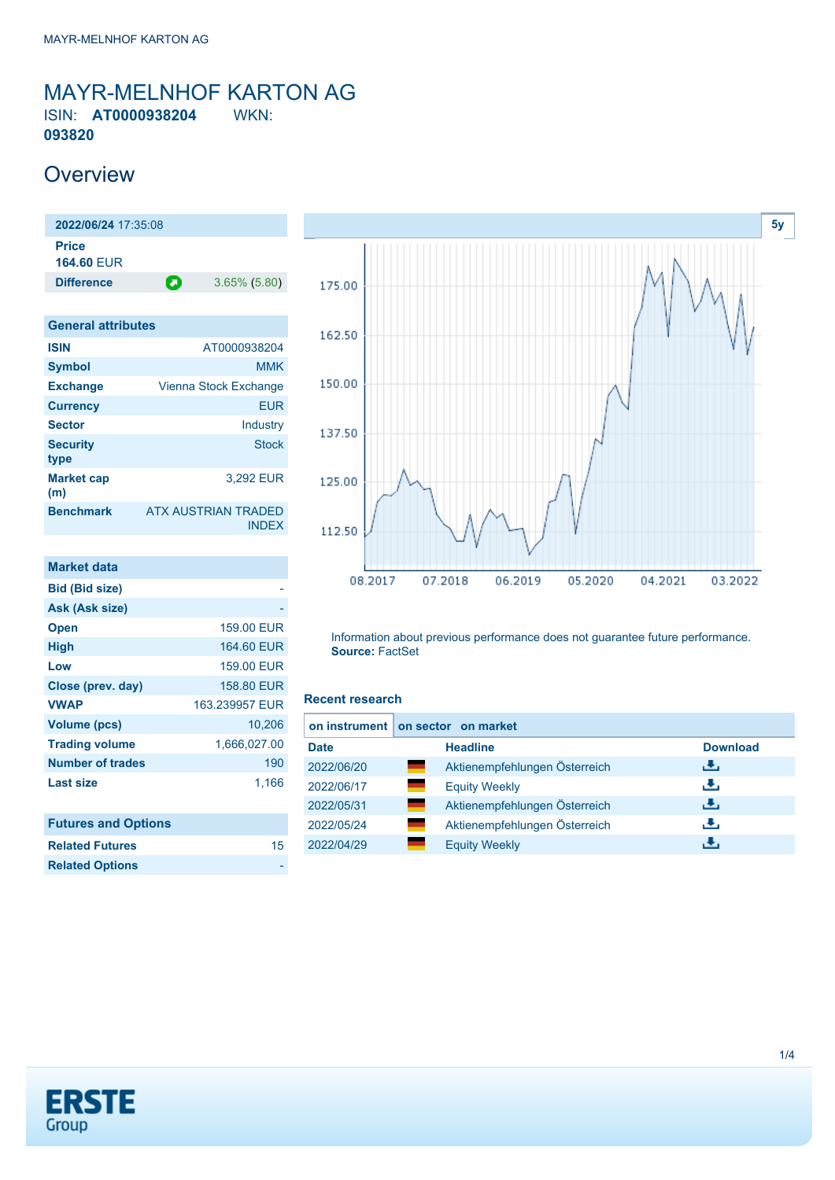# MAYR-MELNHOF KARTON AG

ISIN: **AT0000938204** WKN: **093820**

## Overview

| **2022/06/24** 17:35:08 | |
|---|---|
| **Price** 164.60 EUR | |
| **Difference** | 3.65% (5.80) |

| General attributes | |
|---|---|
| **ISIN** | AT0000938204 |
| **Symbol** | MMK |
| **Exchange** | Vienna Stock Exchange |
| **Currency** | EUR |
| **Sector** | Industry |
| **Security type** | Stock |
| **Market cap (m)** | 3,292 EUR |
| **Benchmark** | ATX AUSTRIAN TRADED INDEX |

| Market data | |
|---|---|
| **Bid (Bid size)** | - |
| **Ask (Ask size)** | - |
| **Open** | 159.00 EUR |
| **High** | 164.60 EUR |
| **Low** | 159.00 EUR |
| **Close (prev. day)** | 158.80 EUR |
| **VWAP** | 163.239957 EUR |
| **Volume (pcs)** | 10,206 |
| **Trading volume** | 1,666,027.00 |
| **Number of trades** | 190 |
| **Last size** | 1,166 |

| Futures and Options | |
|---|---|
| **Related Futures** | 15 |
| **Related Options** | - |

Information about previous performance does not guarantee future performance.
**Source:** FactSet

### Recent research

on instrument | on sector | on market

| Date | | Headline | Download |
|---|---|---|---|
| 2022/06/20 | | Aktienempfehlungen Österreich | |
| 2022/06/17 | | Equity Weekly | |
| 2022/05/31 | | Aktienempfehlungen Österreich | |
| 2022/05/24 | | Aktienempfehlungen Österreich | |
| 2022/04/29 | | Equity Weekly | |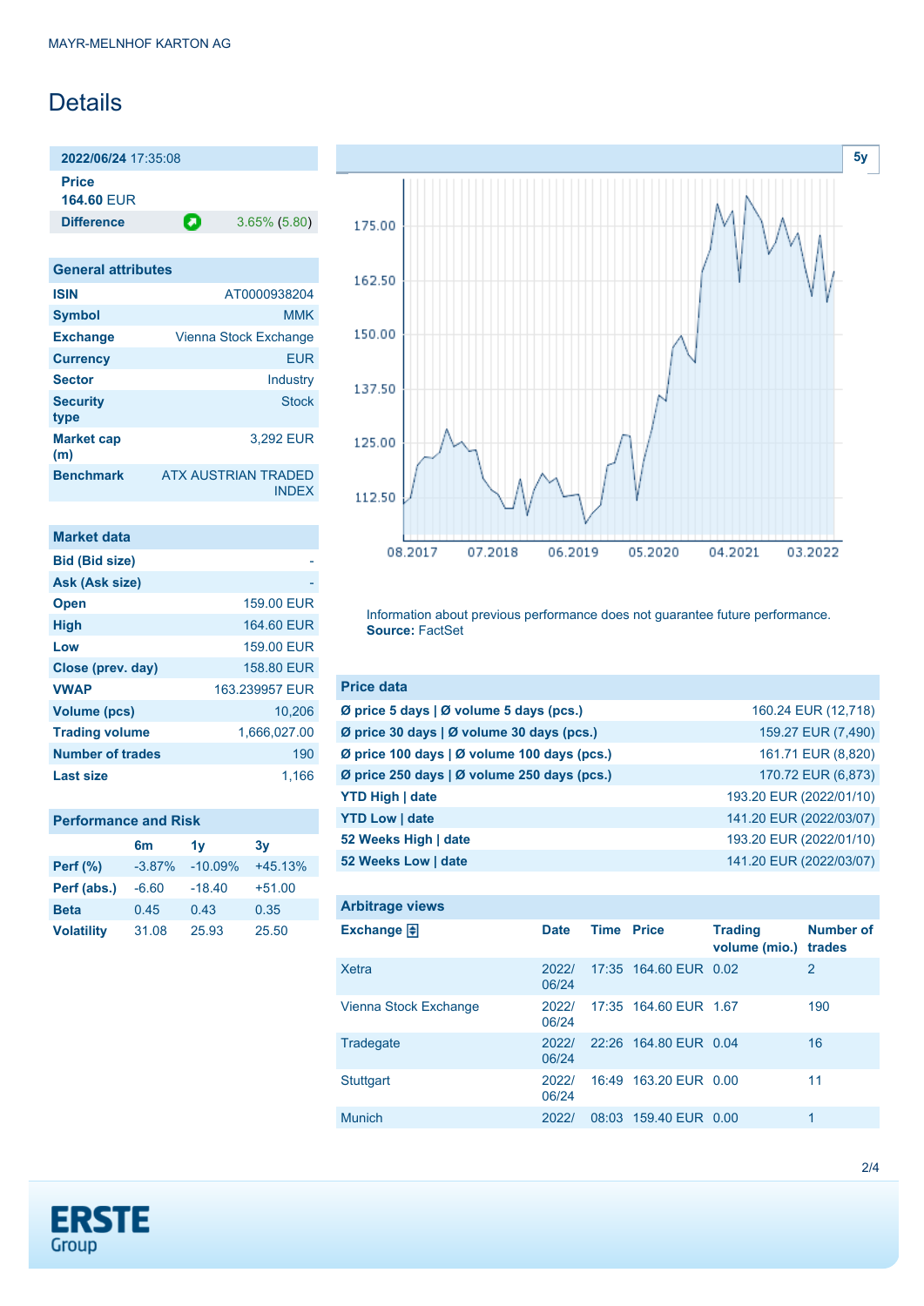MAYR-MELNHOF KARTON AG

# Details

| **2022/06/24** 17:35:08 | |
|---|---|
| **Price** **164.60** EUR | |
| **Difference** | 3.65% (5.80) |

## General attributes

| | |
|---|---|
| **ISIN** | AT0000938204 |
| **Symbol** | MMK |
| **Exchange** | Vienna Stock Exchange |
| **Currency** | EUR |
| **Sector** | Industry |
| **Security type** | Stock |
| **Market cap (m)** | 3,292 EUR |
| **Benchmark** | ATX AUSTRIAN TRADED INDEX |

## Market data

| | |
|---|---|
| **Bid (Bid size)** | - |
| **Ask (Ask size)** | - |
| **Open** | 159.00 EUR |
| **High** | 164.60 EUR |
| **Low** | 159.00 EUR |
| **Close (prev. day)** | 158.80 EUR |
| **VWAP** | 163.239957 EUR |
| **Volume (pcs)** | 10,206 |
| **Trading volume** | 1,666,027.00 |
| **Number of trades** | 190 |
| **Last size** | 1,166 |

## Performance and Risk

| | 6m | 1y | 3y |
|---|---|---|---|
| **Perf (%)** | -3.87% | -10.09% | +45.13% |
| **Perf (abs.)** | -6.60 | -18.40 | +51.00 |
| **Beta** | 0.45 | 0.43 | 0.35 |
| **Volatility** | 31.08 | 25.93 | 25.50 |

Information about previous performance does not guarantee future performance.
**Source:** FactSet

## Price data

| | |
|---|---|
| **Ø price 5 days \| Ø volume 5 days (pcs.)** | 160.24 EUR (12,718) |
| **Ø price 30 days \| Ø volume 30 days (pcs.)** | 159.27 EUR (7,490) |
| **Ø price 100 days \| Ø volume 100 days (pcs.)** | 161.71 EUR (8,820) |
| **Ø price 250 days \| Ø volume 250 days (pcs.)** | 170.72 EUR (6,873) |
| **YTD High \| date** | 193.20 EUR (2022/01/10) |
| **YTD Low \| date** | 141.20 EUR (2022/03/07) |
| **52 Weeks High \| date** | 193.20 EUR (2022/01/10) |
| **52 Weeks Low \| date** | 141.20 EUR (2022/03/07) |

## Arbitrage views

| Exchange | Date | Time | Price | Trading volume (mio.) | Number of trades |
|---|---|---|---|---|---|
| Xetra | 2022/06/24 | 17:35 | 164.60 EUR | 0.02 | 2 |
| Vienna Stock Exchange | 2022/06/24 | 17:35 | 164.60 EUR | 1.67 | 190 |
| Tradegate | 2022/06/24 | 22:26 | 164.80 EUR | 0.04 | 16 |
| Stuttgart | 2022/06/24 | 16:49 | 163.20 EUR | 0.00 | 11 |
| Munich | 2022/ | 08:03 | 159.40 EUR | 0.00 | 1 |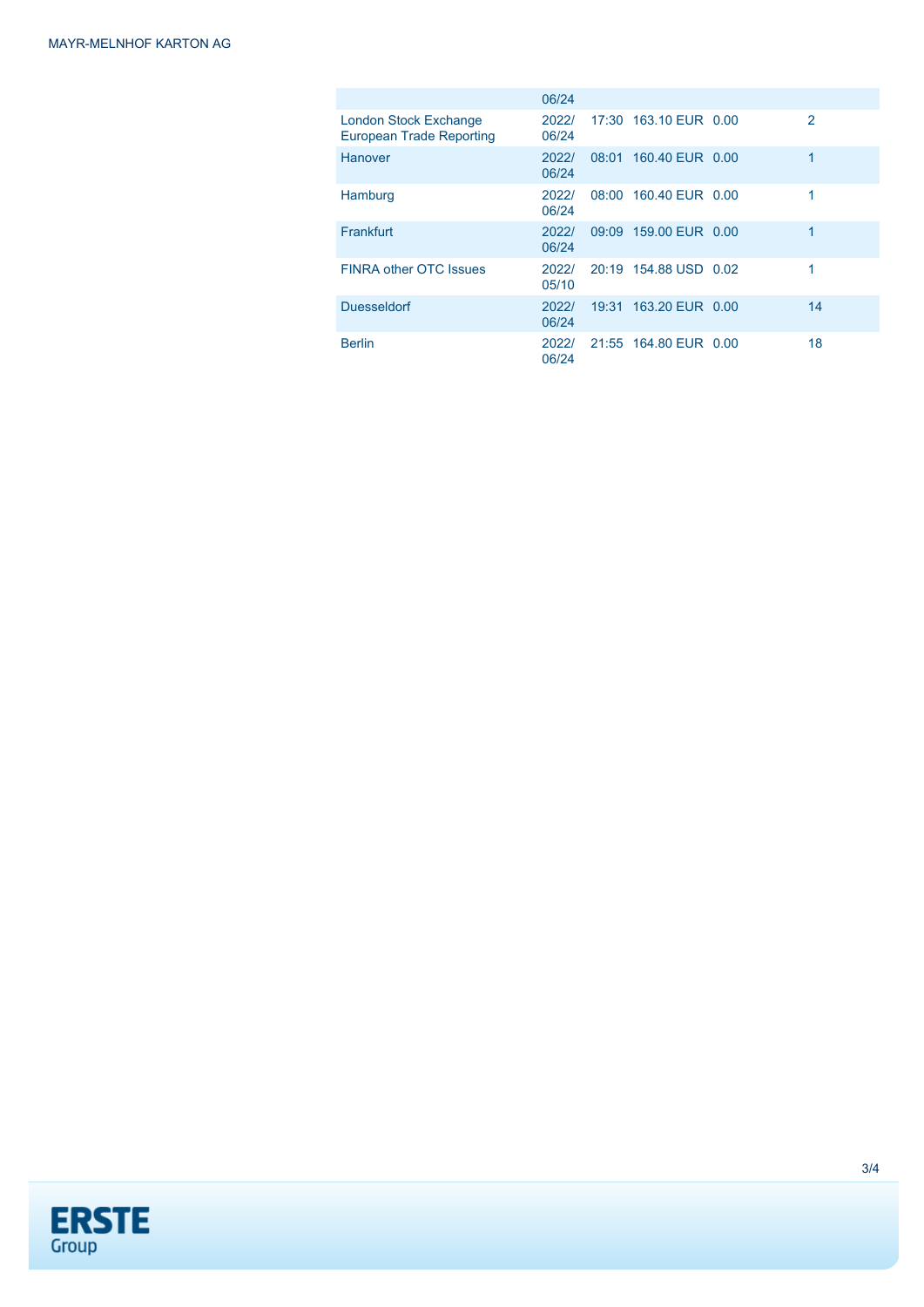|  | 06/24 |  |  |  |  |
|---|---|---|---|---|---|
| London Stock Exchange European Trade Reporting | 2022/06/24 | 17:30 | 163.10 EUR | 0.00 | 2 |
| Hanover | 2022/06/24 | 08:01 | 160.40 EUR | 0.00 | 1 |
| Hamburg | 2022/06/24 | 08:00 | 160.40 EUR | 0.00 | 1 |
| Frankfurt | 2022/06/24 | 09:09 | 159.00 EUR | 0.00 | 1 |
| FINRA other OTC Issues | 2022/05/10 | 20:19 | 154.88 USD | 0.02 | 1 |
| Duesseldorf | 2022/06/24 | 19:31 | 163.20 EUR | 0.00 | 14 |
| Berlin | 2022/06/24 | 21:55 | 164.80 EUR | 0.00 | 18 |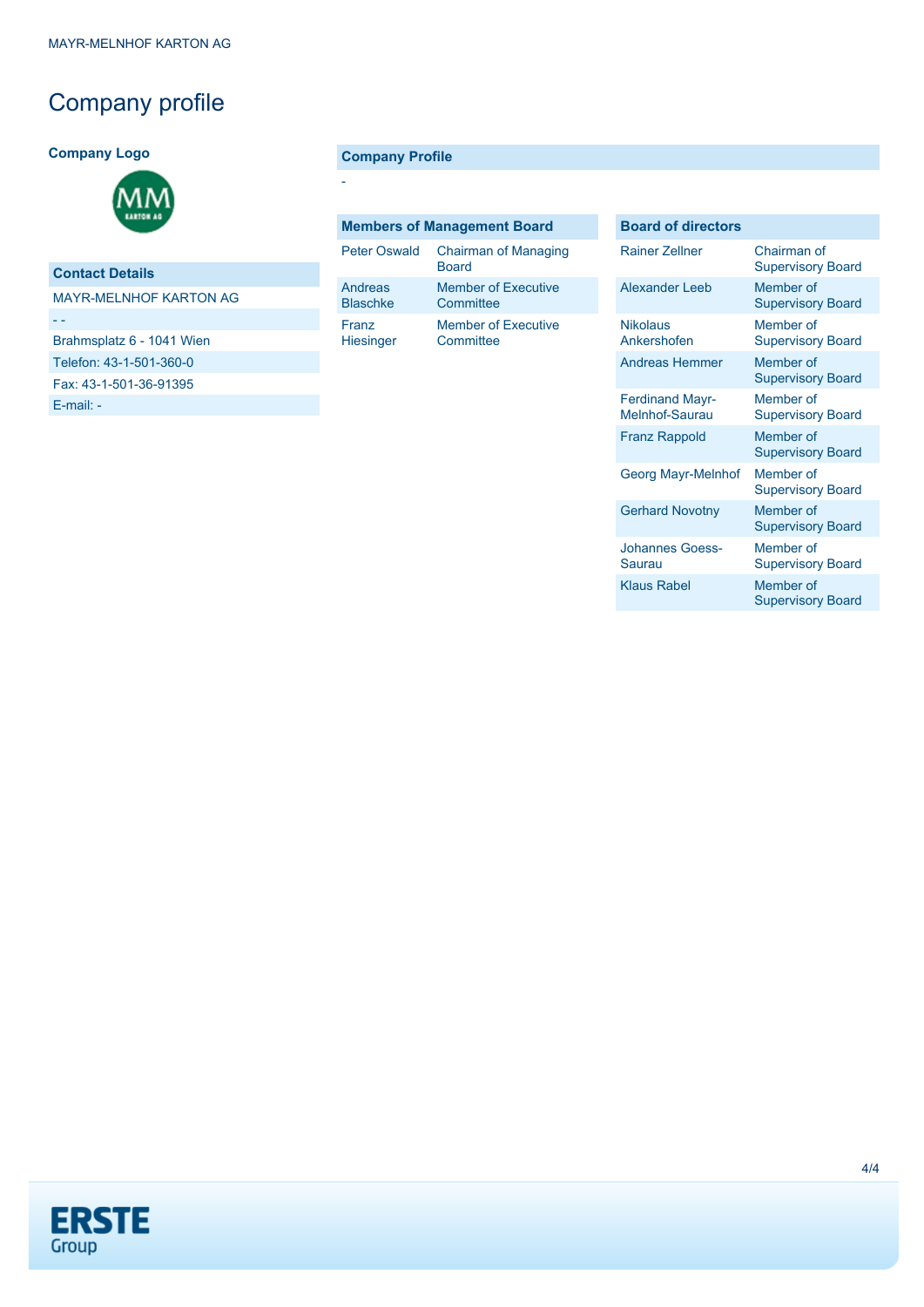# Company profile

**Company Logo**

## Contact Details

| |
|---|
| MAYR-MELNHOF KARTON AG |
| - - |
| Brahmsplatz 6 - 1041 Wien |
| Telefon: 43-1-501-360-0 |
| Fax: 43-1-501-36-91395 |
| E-mail: - |

## Company Profile

-

## Members of Management Board

| | |
|---|---|
| Peter Oswald | Chairman of Managing Board |
| Andreas Blaschke | Member of Executive Committee |
| Franz Hiesinger | Member of Executive Committee |

## Board of directors

| | |
|---|---|
| Rainer Zellner | Chairman of Supervisory Board |
| Alexander Leeb | Member of Supervisory Board |
| Nikolaus Ankershofen | Member of Supervisory Board |
| Andreas Hemmer | Member of Supervisory Board |
| Ferdinand Mayr-Melnhof-Saurau | Member of Supervisory Board |
| Franz Rappold | Member of Supervisory Board |
| Georg Mayr-Melnhof | Member of Supervisory Board |
| Gerhard Novotny | Member of Supervisory Board |
| Johannes Goess-Saurau | Member of Supervisory Board |
| Klaus Rabel | Member of Supervisory Board |